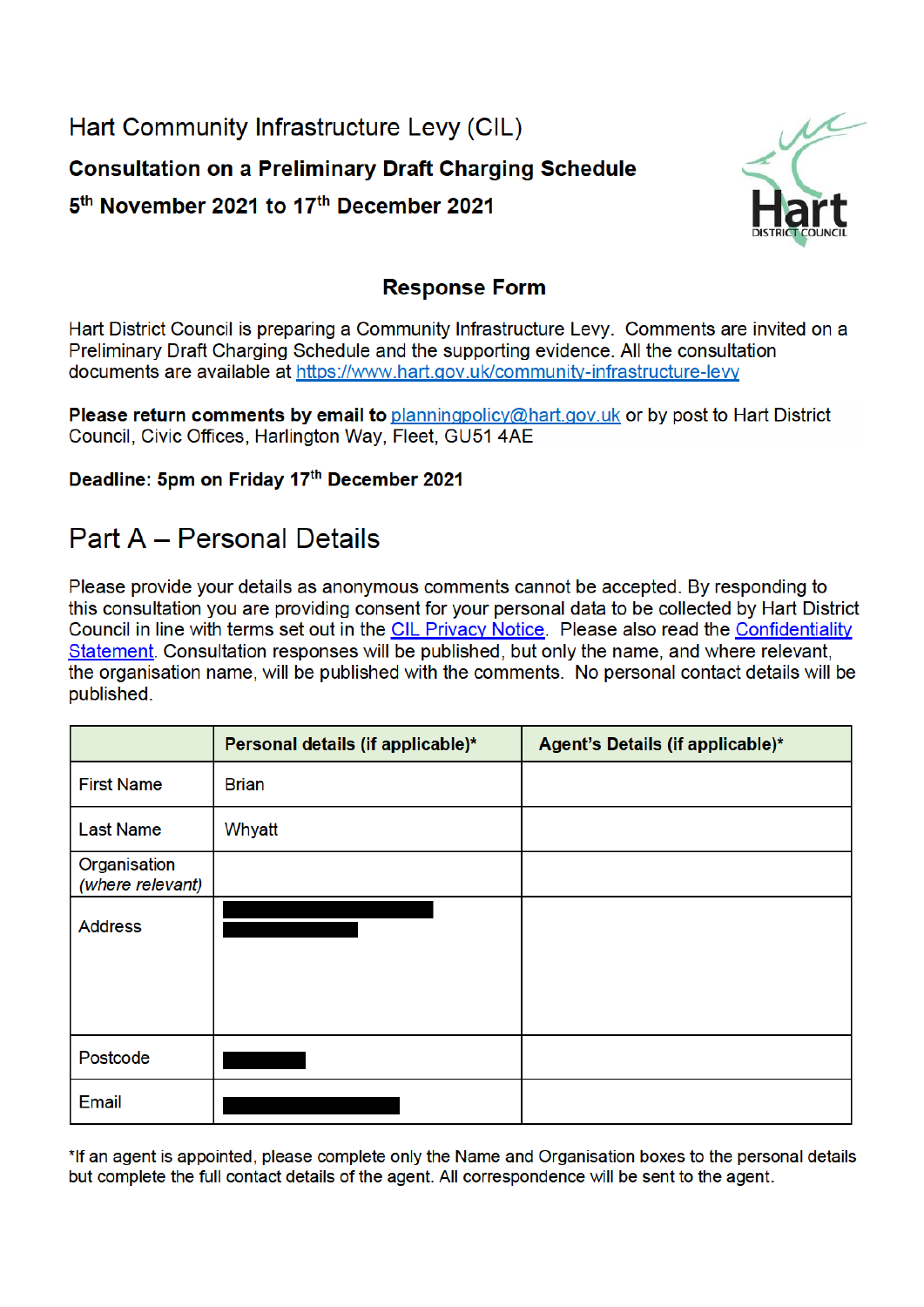# Hart Community Infrastructure Levy (CIL)

**Consultation on a Preliminary Draft Charging Schedule**

**5th November 2021 to 17th December 2021**

## Response Form

Hart District Council is preparing a Community Infrastructure Levy. Comments are invited on a Preliminary Draft Charging Schedule and the supporting evidence. All the consultation documents are available at https://www.hart.gov.uk/community-infrastructure-levy

**Please return comments by email to** planningpolicy@hart.gov.uk or by post to Hart District Council, Civic Offices, Harlington Way, Fleet, GU51 4AE

**Deadline: 5pm on Friday 17th December 2021**

## Part A – Personal Details

Please provide your details as anonymous comments cannot be accepted. By responding to this consultation you are providing consent for your personal data to be collected by Hart District Council in line with terms set out in the CIL Privacy Notice. Please also read the Confidentiality Statement. Consultation responses will be published, but only the name, and where relevant, the organisation name, will be published with the comments. No personal contact details will be published.

| | **Personal details (if applicable)*** | **Agent's Details (if applicable)*** |
|---|---|---|
| First Name | Brian | |
| Last Name | Whyatt | |
| Organisation *(where relevant)* | | |
| Address | [REDACTED] | |
| Postcode | [REDACTED] | |
| Email | [REDACTED] | |

*If an agent is appointed, please complete only the Name and Organisation boxes to the personal details but complete the full contact details of the agent. All correspondence will be sent to the agent.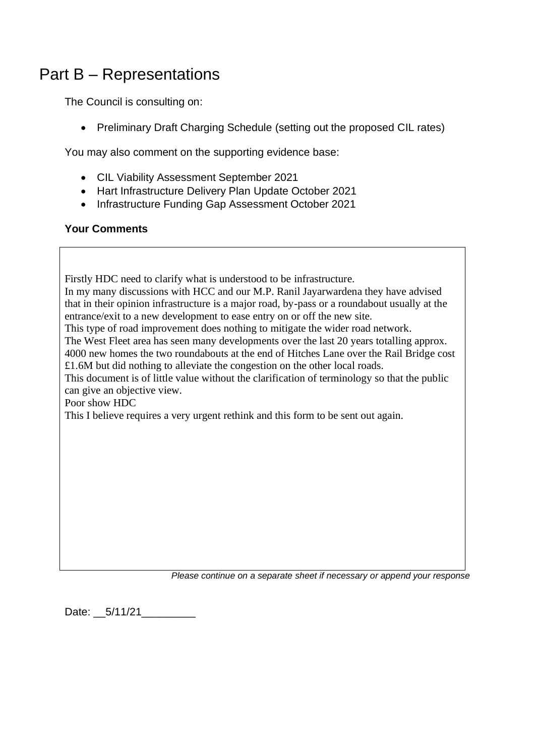# Part B – Representations

The Council is consulting on:

- Preliminary Draft Charging Schedule (setting out the proposed CIL rates)

You may also comment on the supporting evidence base:

- CIL Viability Assessment September 2021
- Hart Infrastructure Delivery Plan Update October 2021
- Infrastructure Funding Gap Assessment October 2021

**Your Comments**

Firstly HDC need to clarify what is understood to be infrastructure.
In my many discussions with HCC and our M.P. Ranil Jayarwardena they have advised that in their opinion infrastructure is a major road, by-pass or a roundabout usually at the entrance/exit to a new development to ease entry on or off the new site.
This type of road improvement does nothing to mitigate the wider road network.
The West Fleet area has seen many developments over the last 20 years totalling approx. 4000 new homes the two roundabouts at the end of Hitches Lane over the Rail Bridge cost £1.6M but did nothing to alleviate the congestion on the other local roads.
This document is of little value without the clarification of terminology so that the public can give an objective view.
Poor show HDC
This I believe requires a very urgent rethink and this form to be sent out again.

*Please continue on a separate sheet if necessary or append your response*

Date: __5/11/21_________